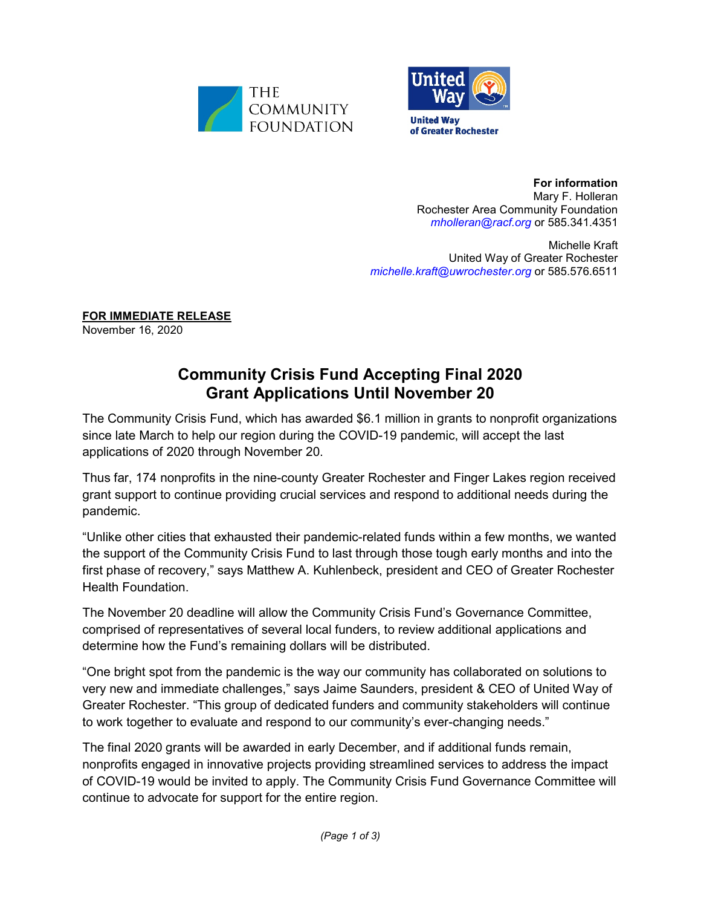THE COMMUNITY FOUNDATION

United Way of Greater Rochester

**For information**
Mary F. Holleran
Rochester Area Community Foundation
*mholleran@racf.org* or 585.341.4351

Michelle Kraft
United Way of Greater Rochester
*michelle.kraft@uwrochester.org* or 585.576.6511

**FOR IMMEDIATE RELEASE**
November 16, 2020

# Community Crisis Fund Accepting Final 2020 Grant Applications Until November 20

The Community Crisis Fund, which has awarded $6.1 million in grants to nonprofit organizations since late March to help our region during the COVID-19 pandemic, will accept the last applications of 2020 through November 20.

Thus far, 174 nonprofits in the nine-county Greater Rochester and Finger Lakes region received grant support to continue providing crucial services and respond to additional needs during the pandemic.

"Unlike other cities that exhausted their pandemic-related funds within a few months, we wanted the support of the Community Crisis Fund to last through those tough early months and into the first phase of recovery," says Matthew A. Kuhlenbeck, president and CEO of Greater Rochester Health Foundation.

The November 20 deadline will allow the Community Crisis Fund's Governance Committee, comprised of representatives of several local funders, to review additional applications and determine how the Fund's remaining dollars will be distributed.

"One bright spot from the pandemic is the way our community has collaborated on solutions to very new and immediate challenges," says Jaime Saunders, president & CEO of United Way of Greater Rochester. "This group of dedicated funders and community stakeholders will continue to work together to evaluate and respond to our community's ever-changing needs."

The final 2020 grants will be awarded in early December, and if additional funds remain, nonprofits engaged in innovative projects providing streamlined services to address the impact of COVID-19 would be invited to apply. The Community Crisis Fund Governance Committee will continue to advocate for support for the entire region.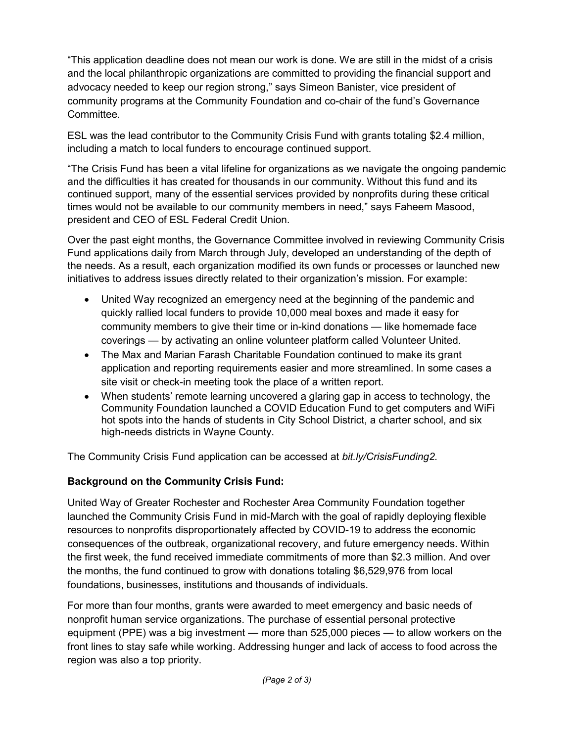"This application deadline does not mean our work is done. We are still in the midst of a crisis and the local philanthropic organizations are committed to providing the financial support and advocacy needed to keep our region strong," says Simeon Banister, vice president of community programs at the Community Foundation and co-chair of the fund's Governance Committee.

ESL was the lead contributor to the Community Crisis Fund with grants totaling $2.4 million, including a match to local funders to encourage continued support.

"The Crisis Fund has been a vital lifeline for organizations as we navigate the ongoing pandemic and the difficulties it has created for thousands in our community. Without this fund and its continued support, many of the essential services provided by nonprofits during these critical times would not be available to our community members in need," says Faheem Masood, president and CEO of ESL Federal Credit Union.

Over the past eight months, the Governance Committee involved in reviewing Community Crisis Fund applications daily from March through July, developed an understanding of the depth of the needs. As a result, each organization modified its own funds or processes or launched new initiatives to address issues directly related to their organization's mission. For example:

- United Way recognized an emergency need at the beginning of the pandemic and quickly rallied local funders to provide 10,000 meal boxes and made it easy for community members to give their time or in-kind donations — like homemade face coverings — by activating an online volunteer platform called Volunteer United.
- The Max and Marian Farash Charitable Foundation continued to make its grant application and reporting requirements easier and more streamlined. In some cases a site visit or check-in meeting took the place of a written report.
- When students' remote learning uncovered a glaring gap in access to technology, the Community Foundation launched a COVID Education Fund to get computers and WiFi hot spots into the hands of students in City School District, a charter school, and six high-needs districts in Wayne County.

The Community Crisis Fund application can be accessed at *bit.ly/CrisisFunding2.*

**Background on the Community Crisis Fund:**

United Way of Greater Rochester and Rochester Area Community Foundation together launched the Community Crisis Fund in mid-March with the goal of rapidly deploying flexible resources to nonprofits disproportionately affected by COVID-19 to address the economic consequences of the outbreak, organizational recovery, and future emergency needs. Within the first week, the fund received immediate commitments of more than $2.3 million. And over the months, the fund continued to grow with donations totaling $6,529,976 from local foundations, businesses, institutions and thousands of individuals.

For more than four months, grants were awarded to meet emergency and basic needs of nonprofit human service organizations. The purchase of essential personal protective equipment (PPE) was a big investment — more than 525,000 pieces — to allow workers on the front lines to stay safe while working. Addressing hunger and lack of access to food across the region was also a top priority.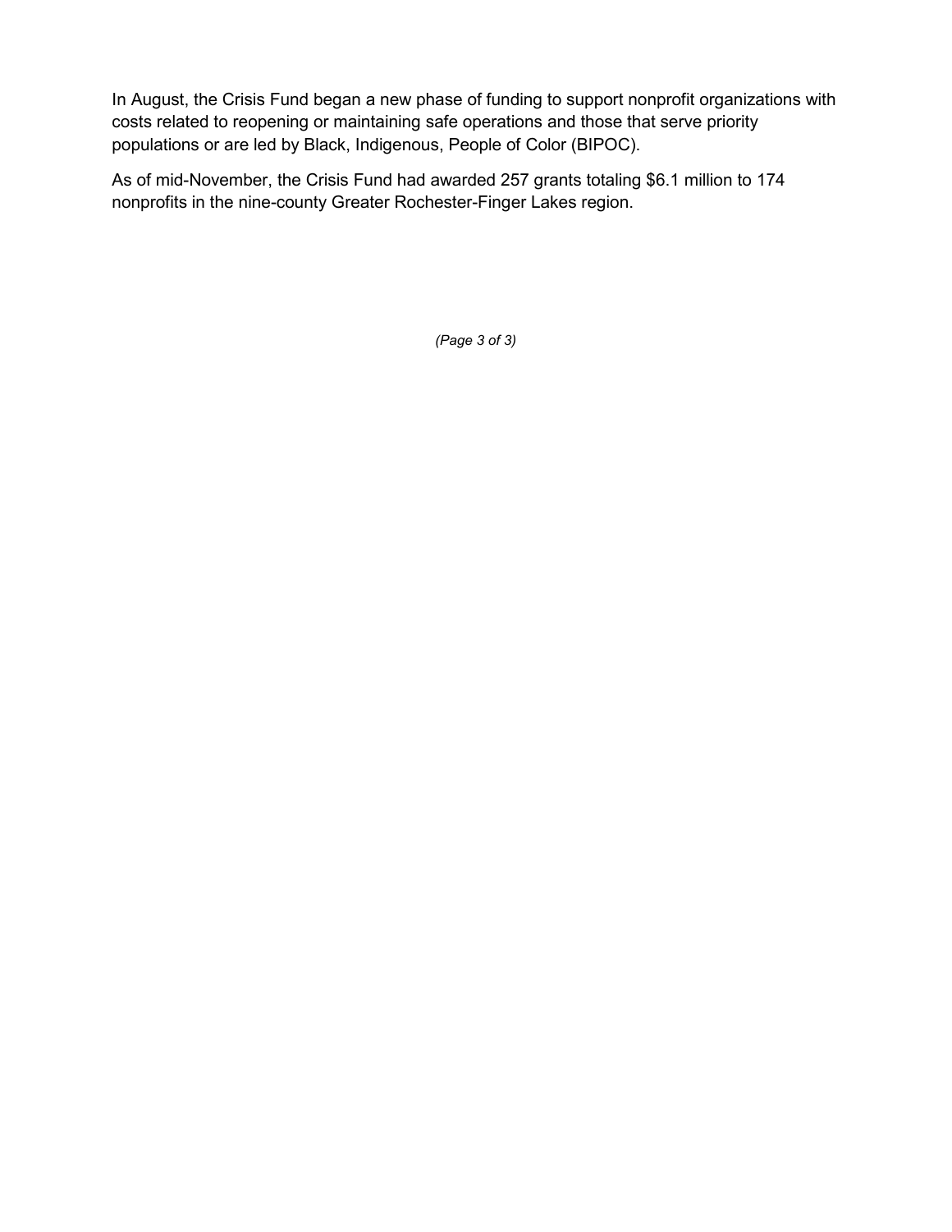In August, the Crisis Fund began a new phase of funding to support nonprofit organizations with costs related to reopening or maintaining safe operations and those that serve priority populations or are led by Black, Indigenous, People of Color (BIPOC).

As of mid-November, the Crisis Fund had awarded 257 grants totaling $6.1 million to 174 nonprofits in the nine-county Greater Rochester-Finger Lakes region.